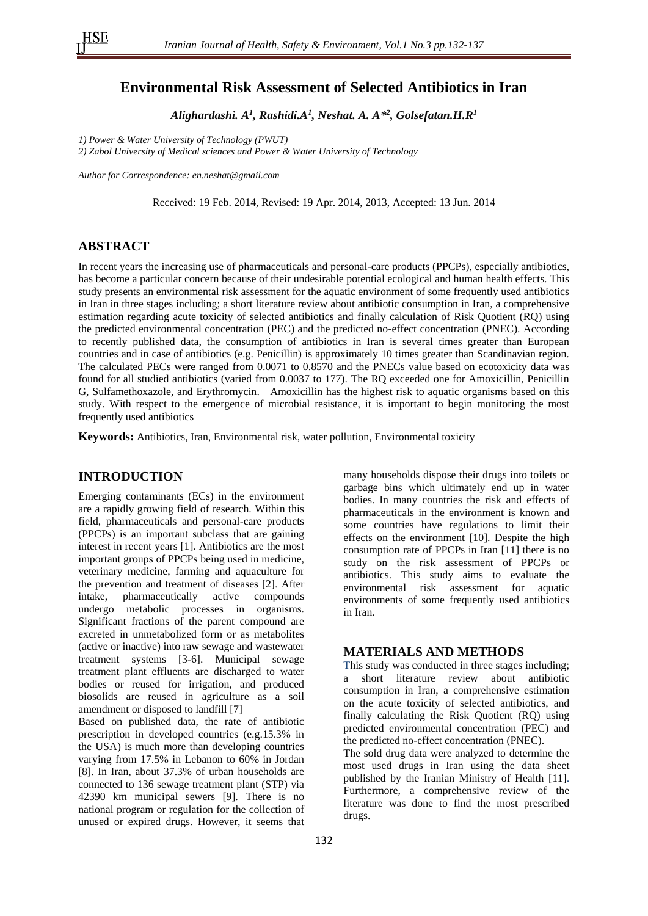# Environmental Risk Assessment of Selected Antibiotics in Iran

***Alighardashi. A[1], Rashidi.A[1], Neshat. A. A*[2], Golsefatan.H.R[1]***

*1) Power & Water University of Technology (PWUT)*
*2) Zabol University of Medical sciences and Power & Water University of Technology*

*Author for Correspondence: en.neshat@gmail.com*

Received: 19 Feb. 2014, Revised: 19 Apr. 2014, 2013, Accepted: 13 Jun. 2014

## ABSTRACT

In recent years the increasing use of pharmaceuticals and personal-care products (PPCPs), especially antibiotics, has become a particular concern because of their undesirable potential ecological and human health effects. This study presents an environmental risk assessment for the aquatic environment of some frequently used antibiotics in Iran in three stages including; a short literature review about antibiotic consumption in Iran, a comprehensive estimation regarding acute toxicity of selected antibiotics and finally calculation of Risk Quotient (RQ) using the predicted environmental concentration (PEC) and the predicted no-effect concentration (PNEC). According to recently published data, the consumption of antibiotics in Iran is several times greater than European countries and in case of antibiotics (e.g. Penicillin) is approximately 10 times greater than Scandinavian region. The calculated PECs were ranged from 0.0071 to 0.8570 and the PNECs value based on ecotoxicity data was found for all studied antibiotics (varied from 0.0037 to 177). The RQ exceeded one for Amoxicillin, Penicillin G, Sulfamethoxazole, and Erythromycin. Amoxicillin has the highest risk to aquatic organisms based on this study. With respect to the emergence of microbial resistance, it is important to begin monitoring the most frequently used antibiotics

**Keywords:** Antibiotics, Iran, Environmental risk, water pollution, Environmental toxicity

## INTRODUCTION

Emerging contaminants (ECs) in the environment are a rapidly growing field of research. Within this field, pharmaceuticals and personal-care products (PPCPs) is an important subclass that are gaining interest in recent years [1]. Antibiotics are the most important groups of PPCPs being used in medicine, veterinary medicine, farming and aquaculture for the prevention and treatment of diseases [2]. After intake, pharmaceutically active compounds undergo metabolic processes in organisms. Significant fractions of the parent compound are excreted in unmetabolized form or as metabolites (active or inactive) into raw sewage and wastewater treatment systems [3-6]. Municipal sewage treatment plant effluents are discharged to water bodies or reused for irrigation, and produced biosolids are reused in agriculture as a soil amendment or disposed to landfill [7]

Based on published data, the rate of antibiotic prescription in developed countries (e.g.15.3% in the USA) is much more than developing countries varying from 17.5% in Lebanon to 60% in Jordan [8]. In Iran, about 37.3% of urban households are connected to 136 sewage treatment plant (STP) via 42390 km municipal sewers [9]. There is no national program or regulation for the collection of unused or expired drugs. However, it seems that many households dispose their drugs into toilets or garbage bins which ultimately end up in water bodies. In many countries the risk and effects of pharmaceuticals in the environment is known and some countries have regulations to limit their effects on the environment [10]. Despite the high consumption rate of PPCPs in Iran [11] there is no study on the risk assessment of PPCPs or antibiotics. This study aims to evaluate the environmental risk assessment for aquatic environments of some frequently used antibiotics in Iran.

## MATERIALS AND METHODS

This study was conducted in three stages including; a short literature review about antibiotic consumption in Iran, a comprehensive estimation on the acute toxicity of selected antibiotics, and finally calculating the Risk Quotient (RQ) using predicted environmental concentration (PEC) and the predicted no-effect concentration (PNEC).

The sold drug data were analyzed to determine the most used drugs in Iran using the data sheet published by the Iranian Ministry of Health [11]. Furthermore, a comprehensive review of the literature was done to find the most prescribed drugs.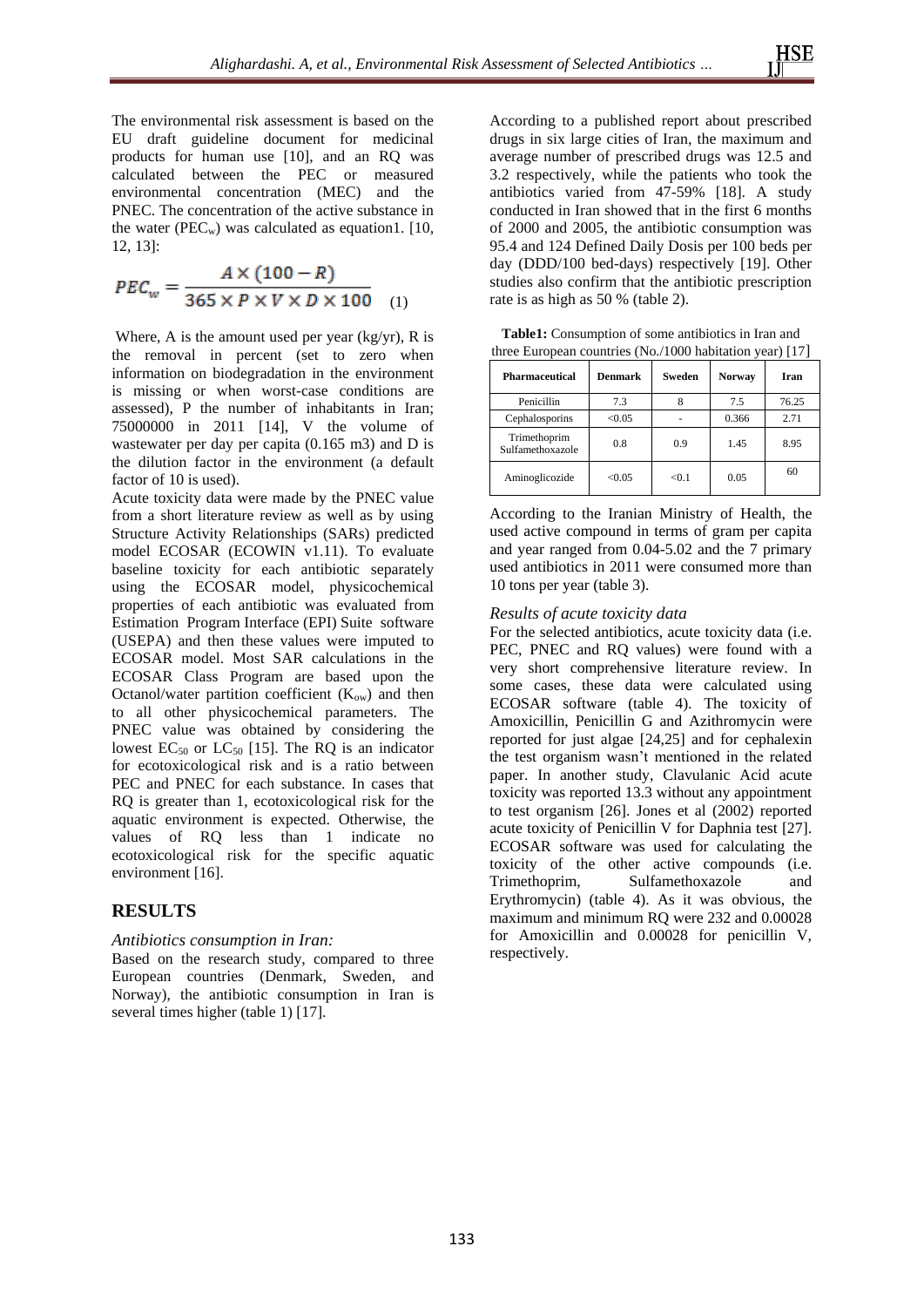The environmental risk assessment is based on the EU draft guideline document for medicinal products for human use [10], and an RQ was calculated between the PEC or measured environmental concentration (MEC) and the PNEC. The concentration of the active substance in the water ($PEC_w$) was calculated as equation1. [10, 12, 13]:

$$PEC_w = \frac{A \times (100 - R)}{365 \times P \times V \times D \times 100} \quad (1)$$

Where, A is the amount used per year (kg/yr), R is the removal in percent (set to zero when information on biodegradation in the environment is missing or when worst-case conditions are assessed), P the number of inhabitants in Iran; 75000000 in 2011 [14], V the volume of wastewater per day per capita (0.165 m3) and D is the dilution factor in the environment (a default factor of 10 is used).

Acute toxicity data were made by the PNEC value from a short literature review as well as by using Structure Activity Relationships (SARs) predicted model ECOSAR (ECOWIN v1.11). To evaluate baseline toxicity for each antibiotic separately using the ECOSAR model, physicochemical properties of each antibiotic was evaluated from Estimation Program Interface (EPI) Suite software (USEPA) and then these values were imputed to ECOSAR model. Most SAR calculations in the ECOSAR Class Program are based upon the Octanol/water partition coefficient ($K_{ow}$) and then to all other physicochemical parameters. The PNEC value was obtained by considering the lowest $EC_{50}$ or $LC_{50}$ [15]. The RQ is an indicator for ecotoxicological risk and is a ratio between PEC and PNEC for each substance. In cases that RQ is greater than 1, ecotoxicological risk for the aquatic environment is expected. Otherwise, the values of RQ less than 1 indicate no ecotoxicological risk for the specific aquatic environment [16].

## RESULTS

### *Antibiotics consumption in Iran:*

Based on the research study, compared to three European countries (Denmark, Sweden, and Norway), the antibiotic consumption in Iran is several times higher (table 1) [17].

According to a published report about prescribed drugs in six large cities of Iran, the maximum and average number of prescribed drugs was 12.5 and 3.2 respectively, while the patients who took the antibiotics varied from 47-59% [18]. A study conducted in Iran showed that in the first 6 months of 2000 and 2005, the antibiotic consumption was 95.4 and 124 Defined Daily Dosis per 100 beds per day (DDD/100 bed-days) respectively [19]. Other studies also confirm that the antibiotic prescription rate is as high as 50 % (table 2).

**Table1:** Consumption of some antibiotics in Iran and three European countries (No./1000 habitation year) [17]

| Pharmaceutical | Denmark | Sweden | Norway | Iran |
|---|---|---|---|---|
| Penicillin | 7.3 | 8 | 7.5 | 76.25 |
| Cephalosporins | <0.05 | - | 0.366 | 2.71 |
| Trimethoprim Sulfamethoxazole | 0.8 | 0.9 | 1.45 | 8.95 |
| Aminoglicozide | <0.05 | <0.1 | 0.05 | 60 |

According to the Iranian Ministry of Health, the used active compound in terms of gram per capita and year ranged from 0.04-5.02 and the 7 primary used antibiotics in 2011 were consumed more than 10 tons per year (table 3).

### *Results of acute toxicity data*

For the selected antibiotics, acute toxicity data (i.e. PEC, PNEC and RQ values) were found with a very short comprehensive literature review. In some cases, these data were calculated using ECOSAR software (table 4). The toxicity of Amoxicillin, Penicillin G and Azithromycin were reported for just algae [24,25] and for cephalexin the test organism wasn't mentioned in the related paper. In another study, Clavulanic Acid acute toxicity was reported 13.3 without any appointment to test organism [26]. Jones et al (2002) reported acute toxicity of Penicillin V for Daphnia test [27]. ECOSAR software was used for calculating the toxicity of the other active compounds (i.e. Trimethoprim, Sulfamethoxazole and Erythromycin) (table 4). As it was obvious, the maximum and minimum RQ were 232 and 0.00028 for Amoxicillin and 0.00028 for penicillin V, respectively.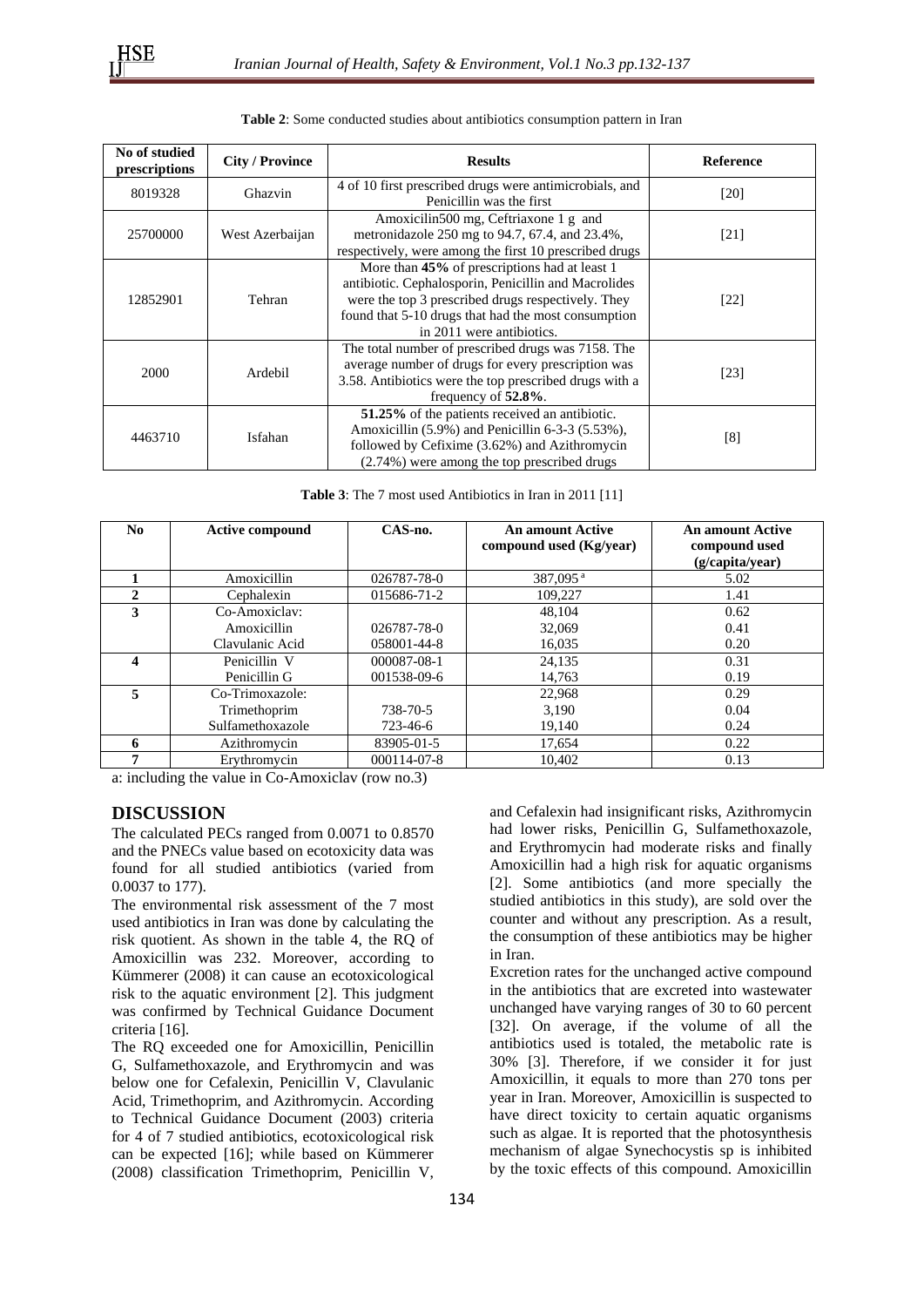**Table 2**: Some conducted studies about antibiotics consumption pattern in Iran

| No of studied prescriptions | City / Province | Results | Reference |
|---|---|---|---|
| 8019328 | Ghazvin | 4 of 10 first prescribed drugs were antimicrobials, and Penicillin was the first | [20] |
| 25700000 | West Azerbaijan | Amoxicilin500 mg, Ceftriaxone 1 g and metronidazole 250 mg to 94.7, 67.4, and 23.4%, respectively, were among the first 10 prescribed drugs | [21] |
| 12852901 | Tehran | More than **45%** of prescriptions had at least 1 antibiotic. Cephalosporin, Penicillin and Macrolides were the top 3 prescribed drugs respectively. They found that 5-10 drugs that had the most consumption in 2011 were antibiotics. | [22] |
| 2000 | Ardebil | The total number of prescribed drugs was 7158. The average number of drugs for every prescription was 3.58. Antibiotics were the top prescribed drugs with a frequency of **52.8%**. | [23] |
| 4463710 | Isfahan | **51.25%** of the patients received an antibiotic. Amoxicillin (5.9%) and Penicillin 6-3-3 (5.53%), followed by Cefixime (3.62%) and Azithromycin (2.74%) were among the top prescribed drugs | [8] |

**Table 3**: The 7 most used Antibiotics in Iran in 2011 [11]

| No | Active compound | CAS-no. | An amount Active compound used (Kg/year) | An amount Active compound used (g/capita/year) |
|---|---|---|---|---|
| **1** | Amoxicillin | 026787-78-0 | 387,095 [a] | 5.02 |
| **2** | Cephalexin | 015686-71-2 | 109,227 | 1.41 |
| **3** | Co-Amoxiclav: | | 48,104 | 0.62 |
| | Amoxicillin | 026787-78-0 | 32,069 | 0.41 |
| | Clavulanic Acid | 058001-44-8 | 16,035 | 0.20 |
| **4** | Penicillin V | 000087-08-1 | 24,135 | 0.31 |
| | Penicillin G | 001538-09-6 | 14,763 | 0.19 |
| **5** | Co-Trimoxazole: | | 22,968 | 0.29 |
| | Trimethoprim | 738-70-5 | 3,190 | 0.04 |
| | Sulfamethoxazole | 723-46-6 | 19,140 | 0.24 |
| **6** | Azithromycin | 83905-01-5 | 17,654 | 0.22 |
| **7** | Erythromycin | 000114-07-8 | 10,402 | 0.13 |

a: including the value in Co-Amoxiclav (row no.3)

## DISCUSSION

The calculated PECs ranged from 0.0071 to 0.8570 and the PNECs value based on ecotoxicity data was found for all studied antibiotics (varied from 0.0037 to 177).

The environmental risk assessment of the 7 most used antibiotics in Iran was done by calculating the risk quotient. As shown in the table 4, the RQ of Amoxicillin was 232. Moreover, according to Kümmerer (2008) it can cause an ecotoxicological risk to the aquatic environment [2]. This judgment was confirmed by Technical Guidance Document criteria [16].

The RQ exceeded one for Amoxicillin, Penicillin G, Sulfamethoxazole, and Erythromycin and was below one for Cefalexin, Penicillin V, Clavulanic Acid, Trimethoprim, and Azithromycin. According to Technical Guidance Document (2003) criteria for 4 of 7 studied antibiotics, ecotoxicological risk can be expected [16]; while based on Kümmerer (2008) classification Trimethoprim, Penicillin V, and Cefalexin had insignificant risks, Azithromycin had lower risks, Penicillin G, Sulfamethoxazole, and Erythromycin had moderate risks and finally Amoxicillin had a high risk for aquatic organisms [2]. Some antibiotics (and more specially the studied antibiotics in this study), are sold over the counter and without any prescription. As a result, the consumption of these antibiotics may be higher in Iran.

Excretion rates for the unchanged active compound in the antibiotics that are excreted into wastewater unchanged have varying ranges of 30 to 60 percent [32]. On average, if the volume of all the antibiotics used is totaled, the metabolic rate is 30% [3]. Therefore, if we consider it for just Amoxicillin, it equals to more than 270 tons per year in Iran. Moreover, Amoxicillin is suspected to have direct toxicity to certain aquatic organisms such as algae. It is reported that the photosynthesis mechanism of algae Synechocystis sp is inhibited by the toxic effects of this compound. Amoxicillin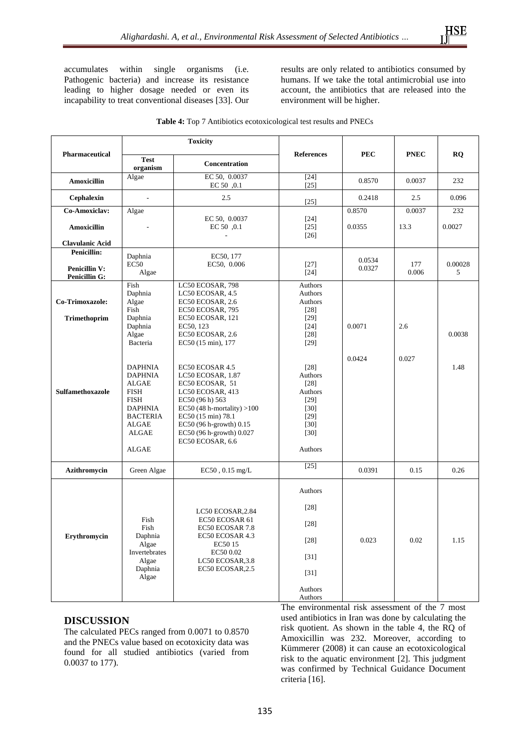accumulates within single organisms (i.e. Pathogenic bacteria) and increase its resistance leading to higher dosage needed or even its incapability to treat conventional diseases [33]. Our results are only related to antibiotics consumed by humans. If we take the total antimicrobial use into account, the antibiotics that are released into the environment will be higher.

**Table 4:** Top 7 Antibiotics ecotoxicological test results and PNECs

| Pharmaceutical | Toxicity | | References | PEC | PNEC | RQ |
|---|---|---|---|---|---|---|
| | Test organism | Concentration | | | | |
| **Amoxicillin** | Algae | EC 50, 0.0037<br>EC 50 ,0.1 | [24]<br>[25] | 0.8570 | 0.0037 | 232 |
| **Cephalexin** | - | 2.5 | [25] | 0.2418 | 2.5 | 0.096 |
| **Co-Amoxiclav:**<br>**Amoxicillin**<br>**Clavulanic Acid** | Algae<br>- | EC 50, 0.0037<br>EC 50 ,0.1<br>- | [24]<br>[25]<br>[26] | 0.8570<br>0.0355 | 0.0037<br>13.3 | 232<br>0.0027 |
| **Penicillin:**<br>**Penicillin V:**<br>**Penicillin G:** | Daphnia<br>EC50<br>Algae | EC50, 177<br>EC50, 0.006 | [27]<br>[24] | 0.0534<br>0.0327 | 177<br>0.006 | 0.00028<br>5 |
| **Co-Trimoxazole:**<br>**Trimethoprim** | Fish<br>Daphnia<br>Algae<br>Fish<br>Daphnia<br>Daphnia<br>Algae<br>Bacteria | LC50 ECOSAR, 798<br>LC50 ECOSAR, 4.5<br>EC50 ECOSAR, 2.6<br>EC50 ECOSAR, 795<br>EC50 ECOSAR, 121<br>EC50, 123<br>EC50 ECOSAR, 2.6<br>EC50 (15 min), 177 | Authors<br>Authors<br>Authors<br>[28]<br>[29]<br>[24]<br>[28]<br>[29] | 0.0071 | 2.6 | 0.0038 |
| **Sulfamethoxazole** | DAPHNIA<br>DAPHNIA<br>ALGAE<br>FISH<br>FISH<br>DAPHNIA<br>BACTERIA<br>ALGAE<br>ALGAE<br>ALGAE | EC50 ECOSAR 4.5<br>LC50 ECOSAR, 1.87<br>EC50 ECOSAR, 51<br>LC50 ECOSAR, 413<br>EC50 (96 h) 563<br>EC50 (48 h-mortality) >100<br>EC50 (15 min) 78.1<br>EC50 (96 h-growth) 0.15<br>EC50 (96 h-growth) 0.027<br>EC50 ECOSAR, 6.6 | [28]<br>Authors<br>[28]<br>Authors<br>[29]<br>[30]<br>[29]<br>[30]<br>[30]<br>Authors | 0.0424 | 0.027 | 1.48 |
| **Azithromycin** | Green Algae | EC50 , 0.15 mg/L | [25] | 0.0391 | 0.15 | 0.26 |
| **Erythromycin** | Fish<br>Fish<br>Daphnia<br>Algae<br>Invertebrates<br>Algae<br>Daphnia<br>Algae | LC50 ECOSAR,2.84<br>EC50 ECOSAR 61<br>EC50 ECOSAR 7.8<br>EC50 ECOSAR 4.3<br>EC50 15<br>EC50 0.02<br>LC50 ECOSAR,3.8<br>EC50 ECOSAR,2.5 | Authors<br>[28]<br>[28]<br>[28]<br>[31]<br>[31]<br>Authors<br>Authors | 0.023 | 0.02 | 1.15 |

## DISCUSSION

The calculated PECs ranged from 0.0071 to 0.8570 and the PNECs value based on ecotoxicity data was found for all studied antibiotics (varied from 0.0037 to 177).

The environmental risk assessment of the 7 most used antibiotics in Iran was done by calculating the risk quotient. As shown in the table 4, the RQ of Amoxicillin was 232. Moreover, according to Kümmerer (2008) it can cause an ecotoxicological risk to the aquatic environment [2]. This judgment was confirmed by Technical Guidance Document criteria [16].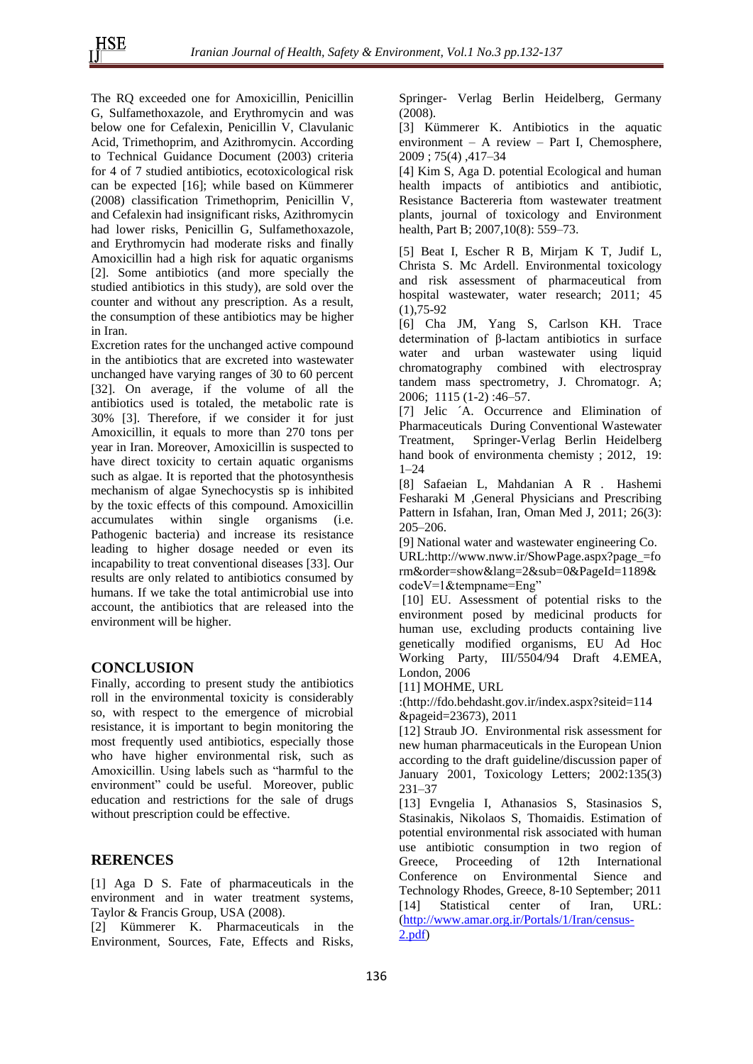The RQ exceeded one for Amoxicillin, Penicillin G, Sulfamethoxazole, and Erythromycin and was below one for Cefalexin, Penicillin V, Clavulanic Acid, Trimethoprim, and Azithromycin. According to Technical Guidance Document (2003) criteria for 4 of 7 studied antibiotics, ecotoxicological risk can be expected [16]; while based on Kümmerer (2008) classification Trimethoprim, Penicillin V, and Cefalexin had insignificant risks, Azithromycin had lower risks, Penicillin G, Sulfamethoxazole, and Erythromycin had moderate risks and finally Amoxicillin had a high risk for aquatic organisms [2]. Some antibiotics (and more specially the studied antibiotics in this study), are sold over the counter and without any prescription. As a result, the consumption of these antibiotics may be higher in Iran.

Excretion rates for the unchanged active compound in the antibiotics that are excreted into wastewater unchanged have varying ranges of 30 to 60 percent [32]. On average, if the volume of all the antibiotics used is totaled, the metabolic rate is 30% [3]. Therefore, if we consider it for just Amoxicillin, it equals to more than 270 tons per year in Iran. Moreover, Amoxicillin is suspected to have direct toxicity to certain aquatic organisms such as algae. It is reported that the photosynthesis mechanism of algae Synechocystis sp is inhibited by the toxic effects of this compound. Amoxicillin accumulates within single organisms (i.e. Pathogenic bacteria) and increase its resistance leading to higher dosage needed or even its incapability to treat conventional diseases [33]. Our results are only related to antibiotics consumed by humans. If we take the total antimicrobial use into account, the antibiotics that are released into the environment will be higher.

## CONCLUSION

Finally, according to present study the antibiotics roll in the environmental toxicity is considerably so, with respect to the emergence of microbial resistance, it is important to begin monitoring the most frequently used antibiotics, especially those who have higher environmental risk, such as Amoxicillin. Using labels such as "harmful to the environment" could be useful. Moreover, public education and restrictions for the sale of drugs without prescription could be effective.

## RERENCES

[1] Aga D S. Fate of pharmaceuticals in the environment and in water treatment systems, Taylor & Francis Group, USA (2008).

[2] Kümmerer K. Pharmaceuticals in the Environment, Sources, Fate, Effects and Risks, Springer- Verlag Berlin Heidelberg, Germany (2008).

[3] Kümmerer K. Antibiotics in the aquatic environment – A review – Part I, Chemosphere, 2009 ; 75(4) ,417–34

[4] Kim S, Aga D. potential Ecological and human health impacts of antibiotics and antibiotic, Resistance Bactereria ftom wastewater treatment plants, journal of toxicology and Environment health, Part B; 2007,10(8): 559–73.

[5] Beat I, Escher R B, Mirjam K T, Judif L, Christa S. Mc Ardell. Environmental toxicology and risk assessment of pharmaceutical from hospital wastewater, water research; 2011; 45 (1),75-92

[6] Cha JM, Yang S, Carlson KH. Trace determination of β-lactam antibiotics in surface water and urban wastewater using liquid chromatography combined with electrospray tandem mass spectrometry, J. Chromatogr. A; 2006; 1115 (1-2) :46–57.

[7] Jelic ´A. Occurrence and Elimination of Pharmaceuticals During Conventional Wastewater Treatment, Springer-Verlag Berlin Heidelberg hand book of environmenta chemisty ; 2012, 19: 1–24

[8] Safaeian L, Mahdanian A R . Hashemi Fesharaki M ,General Physicians and Prescribing Pattern in Isfahan, Iran, Oman Med J, 2011; 26(3): 205–206.

[9] National water and wastewater engineering Co. URL:http://www.nww.ir/ShowPage.aspx?page_=form&order=show&lang=2&sub=0&PageId=1189&codeV=1&tempname=Eng"

[10] EU. Assessment of potential risks to the environment posed by medicinal products for human use, excluding products containing live genetically modified organisms, EU Ad Hoc Working Party, III/5504/94 Draft 4.EMEA, London, 2006

[11] MOHME, URL :(http://fdo.behdasht.gov.ir/index.aspx?siteid=114&pageid=23673), 2011

[12] Straub JO. Environmental risk assessment for new human pharmaceuticals in the European Union according to the draft guideline/discussion paper of January 2001, Toxicology Letters; 2002:135(3) 231–37

[13] Evngelia I, Athanasios S, Stasinasios S, Stasinakis, Nikolaos S, Thomaidis. Estimation of potential environmental risk associated with human use antibiotic consumption in two region of Greece, Proceeding of 12th International Conference on Environmental Sience and Technology Rhodes, Greece, 8-10 September; 2011

[14] Statistical center of Iran, URL: (http://www.amar.org.ir/Portals/1/Iran/census-2.pdf)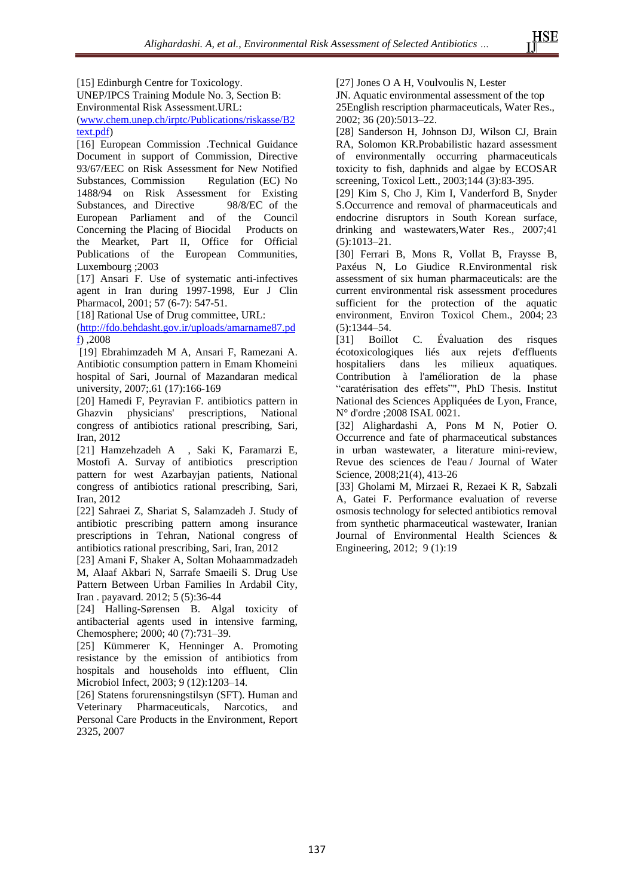[15] Edinburgh Centre for Toxicology. UNEP/IPCS Training Module No. 3, Section B: Environmental Risk Assessment.URL: (www.chem.unep.ch/irptc/Publications/riskasse/B2text.pdf)

[16] European Commission .Technical Guidance Document in support of Commission, Directive 93/67/EEC on Risk Assessment for New Notified Substances, Commission Regulation (EC) No 1488/94 on Risk Assessment for Existing Substances, and Directive 98/8/EC of the European Parliament and of the Council Concerning the Placing of Biocidal Products on the Mearket, Part II, Office for Official Publications of the European Communities, Luxembourg ;2003

[17] Ansari F. Use of systematic anti-infectives agent in Iran during 1997-1998, Eur J Clin Pharmacol, 2001; 57 (6-7): 547-51.

[18] Rational Use of Drug committee, URL: (http://fdo.behdasht.gov.ir/uploads/amarname87.pdf) ,2008

[19] Ebrahimzadeh M A, Ansari F, Ramezani A. Antibiotic consumption pattern in Emam Khomeini hospital of Sari, Journal of Mazandaran medical university, 2007;.61 (17):166-169

[20] Hamedi F, Peyravian F. antibiotics pattern in Ghazvin physicians' prescriptions, National congress of antibiotics rational prescribing, Sari, Iran, 2012

[21] Hamzehzadeh A , Saki K, Faramarzi E, Mostofi A. Survay of antibiotics prescription pattern for west Azarbayjan patients, National congress of antibiotics rational prescribing, Sari, Iran, 2012

[22] Sahraei Z, Shariat S, Salamzadeh J. Study of antibiotic prescribing pattern among insurance prescriptions in Tehran, National congress of antibiotics rational prescribing, Sari, Iran, 2012

[23] Amani F, Shaker A, Soltan Mohaammadzadeh M, Alaaf Akbari N, Sarrafe Smaeili S. Drug Use Pattern Between Urban Families In Ardabil City, Iran . payavard. 2012; 5 (5):36-44

[24] Halling-Sørensen B. Algal toxicity of antibacterial agents used in intensive farming, Chemosphere; 2000; 40 (7):731–39.

[25] Kümmerer K, Henninger A. Promoting resistance by the emission of antibiotics from hospitals and households into effluent, Clin Microbiol Infect, 2003; 9 (12):1203–14.

[26] Statens forurensningstilsyn (SFT). Human and Veterinary Pharmaceuticals, Narcotics, and Personal Care Products in the Environment, Report 2325, 2007

[27] Jones O A H, Voulvoulis N, Lester JN. Aquatic environmental assessment of the top 25English rescription pharmaceuticals, Water Res., 2002; 36 (20):5013–22.

[28] Sanderson H, Johnson DJ, Wilson CJ, Brain RA, Solomon KR.Probabilistic hazard assessment of environmentally occurring pharmaceuticals toxicity to fish, daphnids and algae by ECOSAR screening, Toxicol Lett., 2003;144 (3):83-395.

[29] Kim S, Cho J, Kim I, Vanderford B, Snyder S.Occurrence and removal of pharmaceuticals and endocrine disruptors in South Korean surface, drinking and wastewaters,Water Res., 2007;41 (5):1013–21.

[30] Ferrari B, Mons R, Vollat B, Fraysse B, Paxéus N, Lo Giudice R.Environmental risk assessment of six human pharmaceuticals: are the current environmental risk assessment procedures sufficient for the protection of the aquatic environment, Environ Toxicol Chem., 2004; 23 (5):1344–54.

[31] Boillot C. Évaluation des risques écotoxicologiques liés aux rejets d'effluents hospitaliers dans les milieux aquatiques. Contribution à l'amélioration de la phase "caratérisation des effets"", PhD Thesis. Institut National des Sciences Appliquées de Lyon, France, N° d'ordre ;2008 ISAL 0021.

[32] Alighardashi A, Pons M N, Potier O. Occurrence and fate of pharmaceutical substances in urban wastewater, a literature mini-review, Revue des sciences de l'eau / Journal of Water Science, 2008;21(4), 413-26

[33] Gholami M, Mirzaei R, Rezaei K R, Sabzali A, Gatei F. Performance evaluation of reverse osmosis technology for selected antibiotics removal from synthetic pharmaceutical wastewater, Iranian Journal of Environmental Health Sciences & Engineering, 2012; 9 (1):19